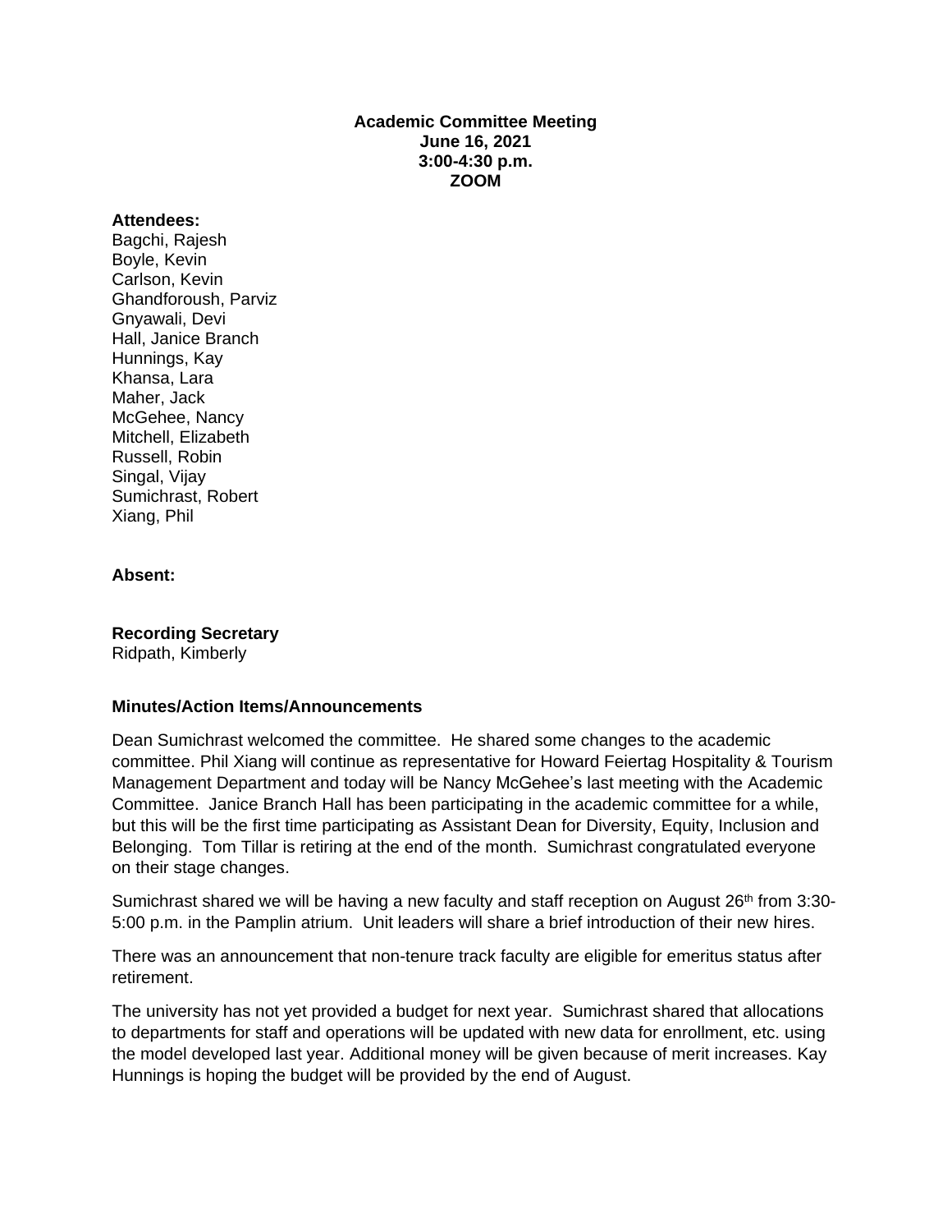**Academic Committee Meeting**
**June 16, 2021**
**3:00-4:30 p.m.**
**ZOOM**

**Attendees:**
Bagchi, Rajesh
Boyle, Kevin
Carlson, Kevin
Ghandforoush, Parviz
Gnyawali, Devi
Hall, Janice Branch
Hunnings, Kay
Khansa, Lara
Maher, Jack
McGehee, Nancy
Mitchell, Elizabeth
Russell, Robin
Singal, Vijay
Sumichrast, Robert
Xiang, Phil

**Absent:**

**Recording Secretary**
Ridpath, Kimberly

**Minutes/Action Items/Announcements**

Dean Sumichrast welcomed the committee. He shared some changes to the academic committee. Phil Xiang will continue as representative for Howard Feiertag Hospitality & Tourism Management Department and today will be Nancy McGehee's last meeting with the Academic Committee. Janice Branch Hall has been participating in the academic committee for a while, but this will be the first time participating as Assistant Dean for Diversity, Equity, Inclusion and Belonging. Tom Tillar is retiring at the end of the month. Sumichrast congratulated everyone on their stage changes.

Sumichrast shared we will be having a new faculty and staff reception on August 26th from 3:30-5:00 p.m. in the Pamplin atrium. Unit leaders will share a brief introduction of their new hires.

There was an announcement that non-tenure track faculty are eligible for emeritus status after retirement.

The university has not yet provided a budget for next year. Sumichrast shared that allocations to departments for staff and operations will be updated with new data for enrollment, etc. using the model developed last year. Additional money will be given because of merit increases. Kay Hunnings is hoping the budget will be provided by the end of August.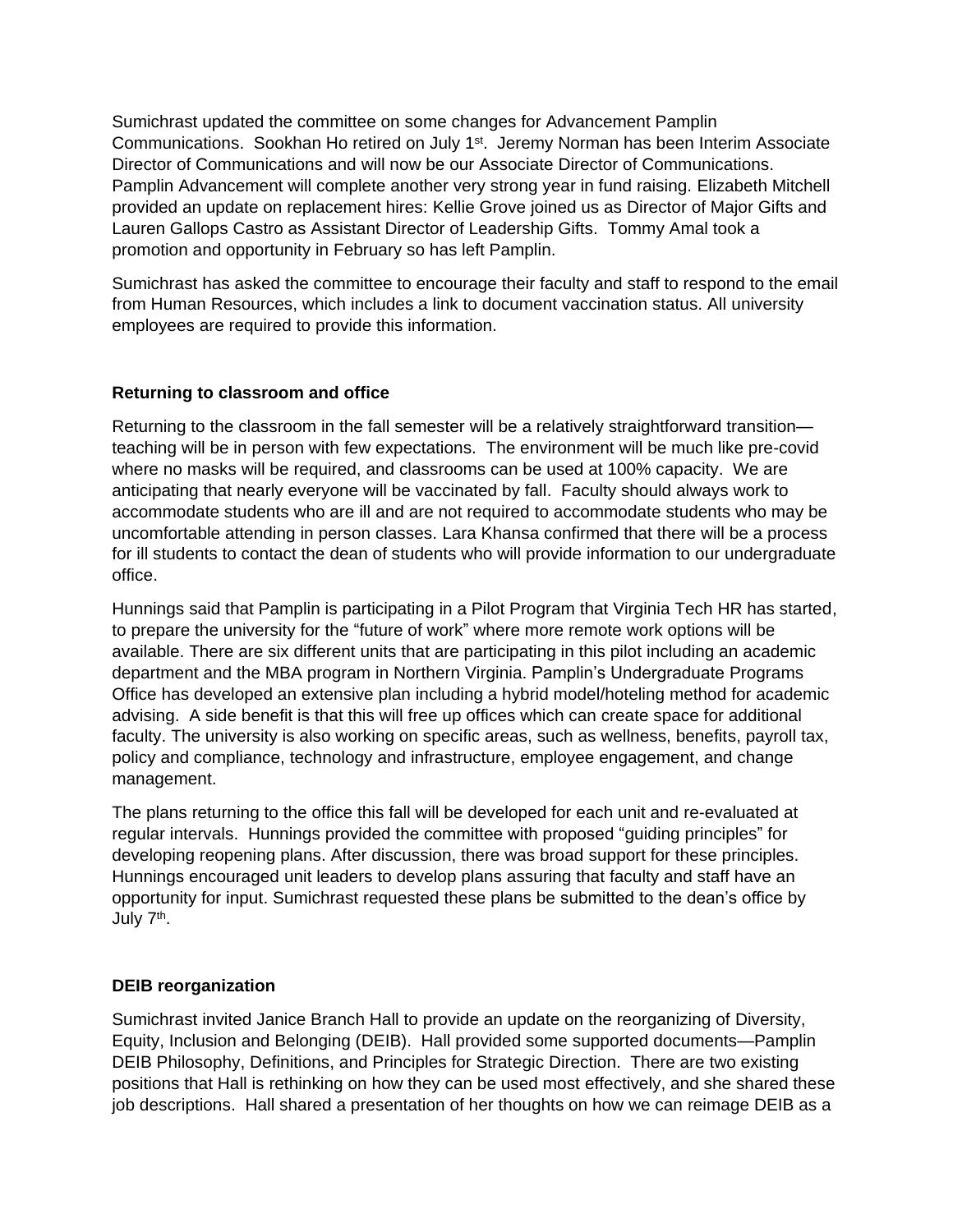Sumichrast updated the committee on some changes for Advancement Pamplin Communications. Sookhan Ho retired on July 1st. Jeremy Norman has been Interim Associate Director of Communications and will now be our Associate Director of Communications. Pamplin Advancement will complete another very strong year in fund raising. Elizabeth Mitchell provided an update on replacement hires: Kellie Grove joined us as Director of Major Gifts and Lauren Gallops Castro as Assistant Director of Leadership Gifts. Tommy Amal took a promotion and opportunity in February so has left Pamplin.

Sumichrast has asked the committee to encourage their faculty and staff to respond to the email from Human Resources, which includes a link to document vaccination status. All university employees are required to provide this information.

**Returning to classroom and office**

Returning to the classroom in the fall semester will be a relatively straightforward transition—teaching will be in person with few expectations. The environment will be much like pre-covid where no masks will be required, and classrooms can be used at 100% capacity. We are anticipating that nearly everyone will be vaccinated by fall. Faculty should always work to accommodate students who are ill and are not required to accommodate students who may be uncomfortable attending in person classes. Lara Khansa confirmed that there will be a process for ill students to contact the dean of students who will provide information to our undergraduate office.

Hunnings said that Pamplin is participating in a Pilot Program that Virginia Tech HR has started, to prepare the university for the "future of work" where more remote work options will be available. There are six different units that are participating in this pilot including an academic department and the MBA program in Northern Virginia. Pamplin's Undergraduate Programs Office has developed an extensive plan including a hybrid model/hoteling method for academic advising. A side benefit is that this will free up offices which can create space for additional faculty. The university is also working on specific areas, such as wellness, benefits, payroll tax, policy and compliance, technology and infrastructure, employee engagement, and change management.

The plans returning to the office this fall will be developed for each unit and re-evaluated at regular intervals. Hunnings provided the committee with proposed "guiding principles" for developing reopening plans. After discussion, there was broad support for these principles. Hunnings encouraged unit leaders to develop plans assuring that faculty and staff have an opportunity for input. Sumichrast requested these plans be submitted to the dean's office by July 7th.

**DEIB reorganization**

Sumichrast invited Janice Branch Hall to provide an update on the reorganizing of Diversity, Equity, Inclusion and Belonging (DEIB). Hall provided some supported documents—Pamplin DEIB Philosophy, Definitions, and Principles for Strategic Direction. There are two existing positions that Hall is rethinking on how they can be used most effectively, and she shared these job descriptions. Hall shared a presentation of her thoughts on how we can reimage DEIB as a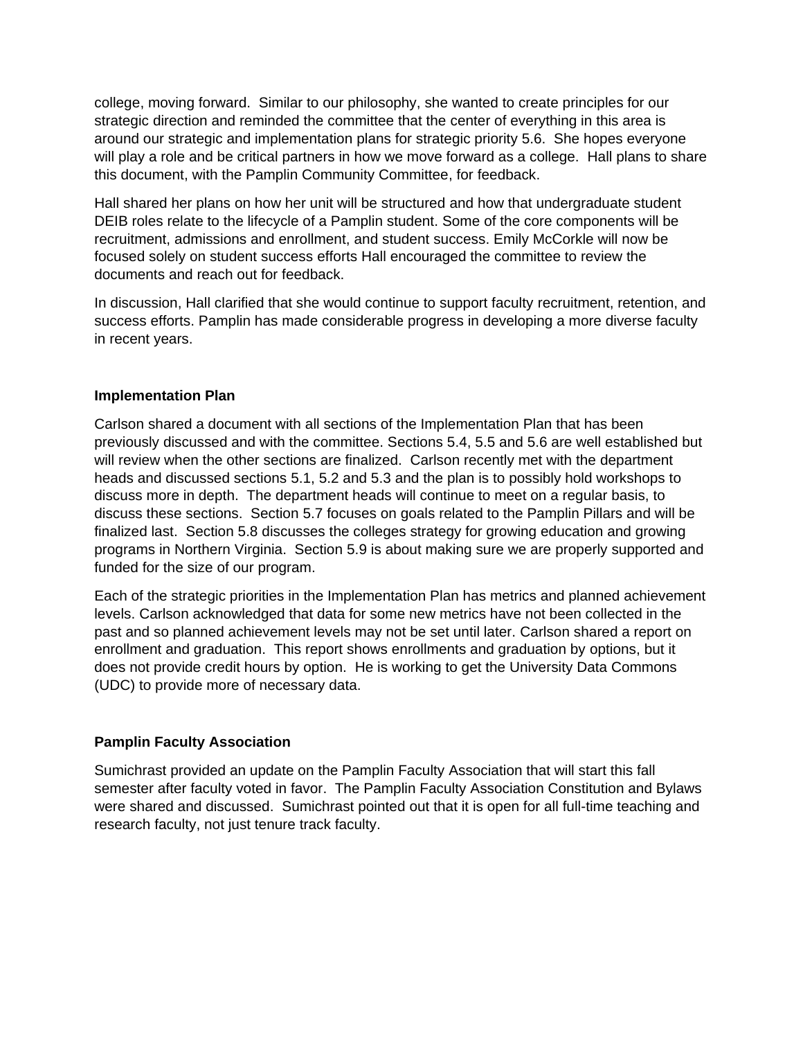college, moving forward. Similar to our philosophy, she wanted to create principles for our strategic direction and reminded the committee that the center of everything in this area is around our strategic and implementation plans for strategic priority 5.6. She hopes everyone will play a role and be critical partners in how we move forward as a college. Hall plans to share this document, with the Pamplin Community Committee, for feedback.

Hall shared her plans on how her unit will be structured and how that undergraduate student DEIB roles relate to the lifecycle of a Pamplin student. Some of the core components will be recruitment, admissions and enrollment, and student success. Emily McCorkle will now be focused solely on student success efforts Hall encouraged the committee to review the documents and reach out for feedback.

In discussion, Hall clarified that she would continue to support faculty recruitment, retention, and success efforts. Pamplin has made considerable progress in developing a more diverse faculty in recent years.

**Implementation Plan**

Carlson shared a document with all sections of the Implementation Plan that has been previously discussed and with the committee. Sections 5.4, 5.5 and 5.6 are well established but will review when the other sections are finalized. Carlson recently met with the department heads and discussed sections 5.1, 5.2 and 5.3 and the plan is to possibly hold workshops to discuss more in depth. The department heads will continue to meet on a regular basis, to discuss these sections. Section 5.7 focuses on goals related to the Pamplin Pillars and will be finalized last. Section 5.8 discusses the colleges strategy for growing education and growing programs in Northern Virginia. Section 5.9 is about making sure we are properly supported and funded for the size of our program.

Each of the strategic priorities in the Implementation Plan has metrics and planned achievement levels. Carlson acknowledged that data for some new metrics have not been collected in the past and so planned achievement levels may not be set until later. Carlson shared a report on enrollment and graduation. This report shows enrollments and graduation by options, but it does not provide credit hours by option. He is working to get the University Data Commons (UDC) to provide more of necessary data.

**Pamplin Faculty Association**

Sumichrast provided an update on the Pamplin Faculty Association that will start this fall semester after faculty voted in favor. The Pamplin Faculty Association Constitution and Bylaws were shared and discussed. Sumichrast pointed out that it is open for all full-time teaching and research faculty, not just tenure track faculty.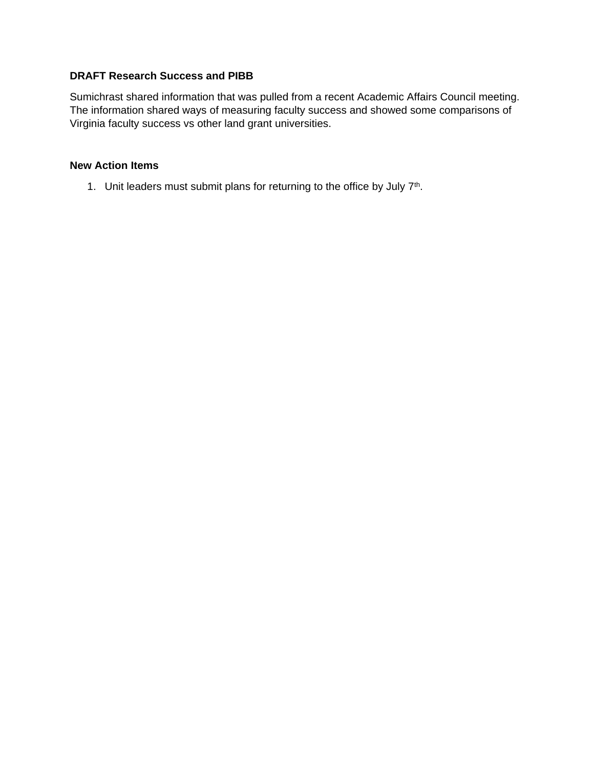**DRAFT Research Success and PIBB**

Sumichrast shared information that was pulled from a recent Academic Affairs Council meeting. The information shared ways of measuring faculty success and showed some comparisons of Virginia faculty success vs other land grant universities.

**New Action Items**

1. Unit leaders must submit plans for returning to the office by July 7th.